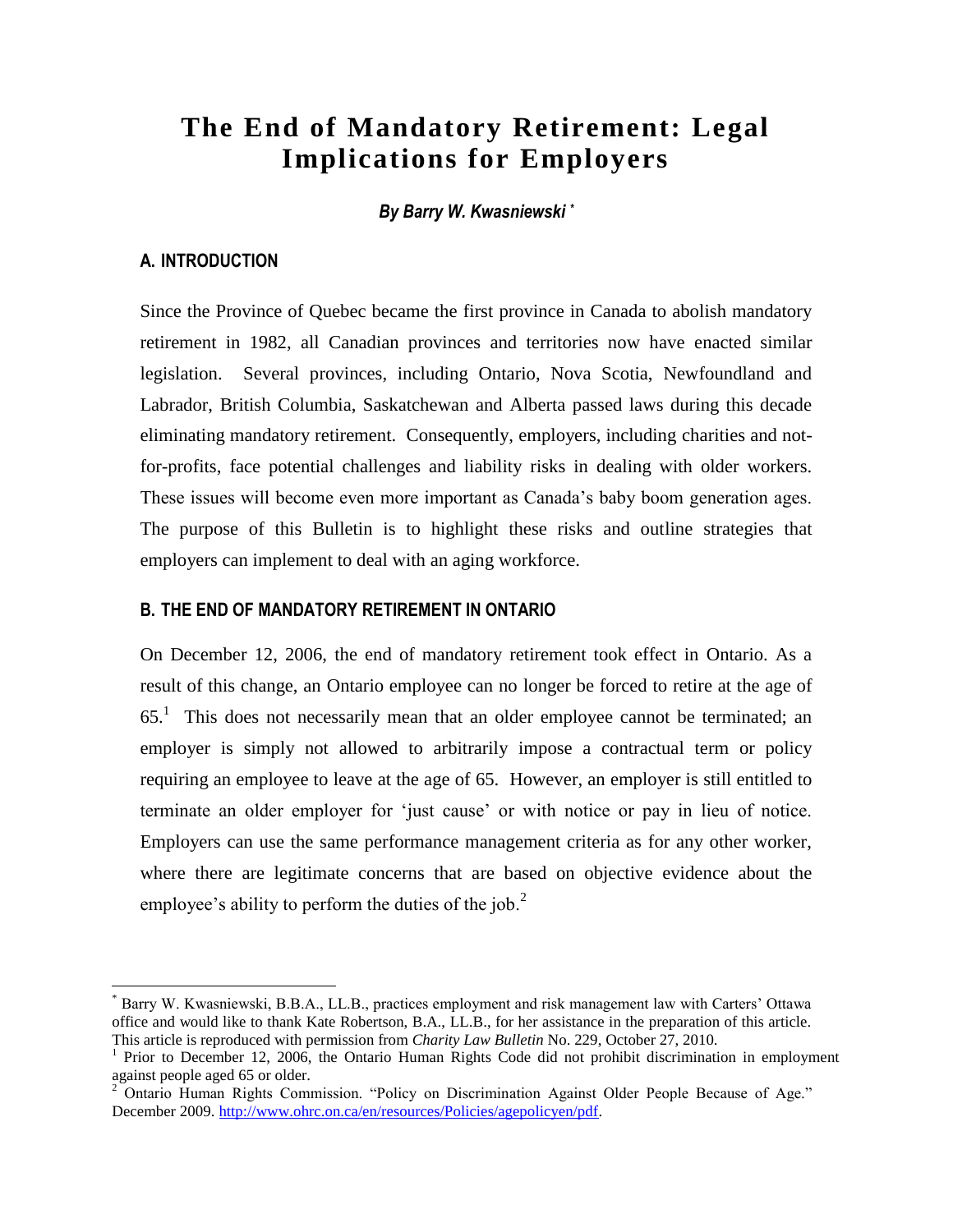# The End of Mandatory Retirement: Legal Implications for Employers

*By Barry W. Kwasniewski* [*]

## A. INTRODUCTION

Since the Province of Quebec became the first province in Canada to abolish mandatory retirement in 1982, all Canadian provinces and territories now have enacted similar legislation. Several provinces, including Ontario, Nova Scotia, Newfoundland and Labrador, British Columbia, Saskatchewan and Alberta passed laws during this decade eliminating mandatory retirement. Consequently, employers, including charities and not-for-profits, face potential challenges and liability risks in dealing with older workers. These issues will become even more important as Canada's baby boom generation ages. The purpose of this Bulletin is to highlight these risks and outline strategies that employers can implement to deal with an aging workforce.

## B. THE END OF MANDATORY RETIREMENT IN ONTARIO

On December 12, 2006, the end of mandatory retirement took effect in Ontario. As a result of this change, an Ontario employee can no longer be forced to retire at the age of 65.[1] This does not necessarily mean that an older employee cannot be terminated; an employer is simply not allowed to arbitrarily impose a contractual term or policy requiring an employee to leave at the age of 65. However, an employer is still entitled to terminate an older employer for 'just cause' or with notice or pay in lieu of notice. Employers can use the same performance management criteria as for any other worker, where there are legitimate concerns that are based on objective evidence about the employee's ability to perform the duties of the job.[2]

---

[*] Barry W. Kwasniewski, B.B.A., LL.B., practices employment and risk management law with Carters' Ottawa office and would like to thank Kate Robertson, B.A., LL.B., for her assistance in the preparation of this article. This article is reproduced with permission from *Charity Law Bulletin* No. 229, October 27, 2010.

[1] Prior to December 12, 2006, the Ontario Human Rights Code did not prohibit discrimination in employment against people aged 65 or older.

[2] Ontario Human Rights Commission. "Policy on Discrimination Against Older People Because of Age." December 2009. http://www.ohrc.on.ca/en/resources/Policies/agepolicyen/pdf.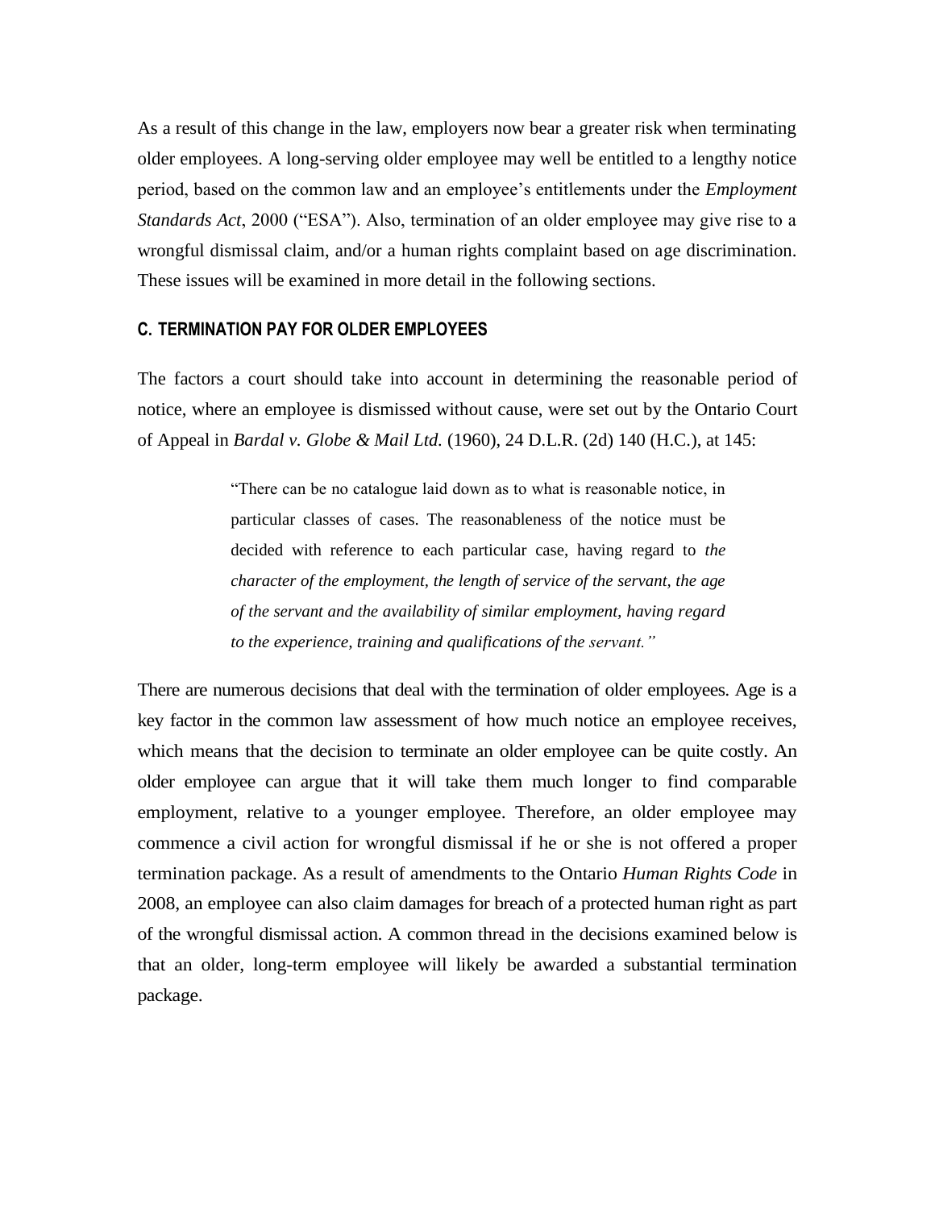As a result of this change in the law, employers now bear a greater risk when terminating older employees. A long-serving older employee may well be entitled to a lengthy notice period, based on the common law and an employee's entitlements under the *Employment Standards Act*, 2000 ("ESA"). Also, termination of an older employee may give rise to a wrongful dismissal claim, and/or a human rights complaint based on age discrimination. These issues will be examined in more detail in the following sections.

### C. TERMINATION PAY FOR OLDER EMPLOYEES

The factors a court should take into account in determining the reasonable period of notice, where an employee is dismissed without cause, were set out by the Ontario Court of Appeal in *Bardal v. Globe & Mail Ltd.* (1960), 24 D.L.R. (2d) 140 (H.C.), at 145:

> "There can be no catalogue laid down as to what is reasonable notice, in particular classes of cases. The reasonableness of the notice must be decided with reference to each particular case, having regard to *the character of the employment, the length of service of the servant, the age of the servant and the availability of similar employment, having regard to the experience, training and qualifications of the servant."*

There are numerous decisions that deal with the termination of older employees. Age is a key factor in the common law assessment of how much notice an employee receives, which means that the decision to terminate an older employee can be quite costly. An older employee can argue that it will take them much longer to find comparable employment, relative to a younger employee. Therefore, an older employee may commence a civil action for wrongful dismissal if he or she is not offered a proper termination package. As a result of amendments to the Ontario *Human Rights Code* in 2008, an employee can also claim damages for breach of a protected human right as part of the wrongful dismissal action. A common thread in the decisions examined below is that an older, long-term employee will likely be awarded a substantial termination package.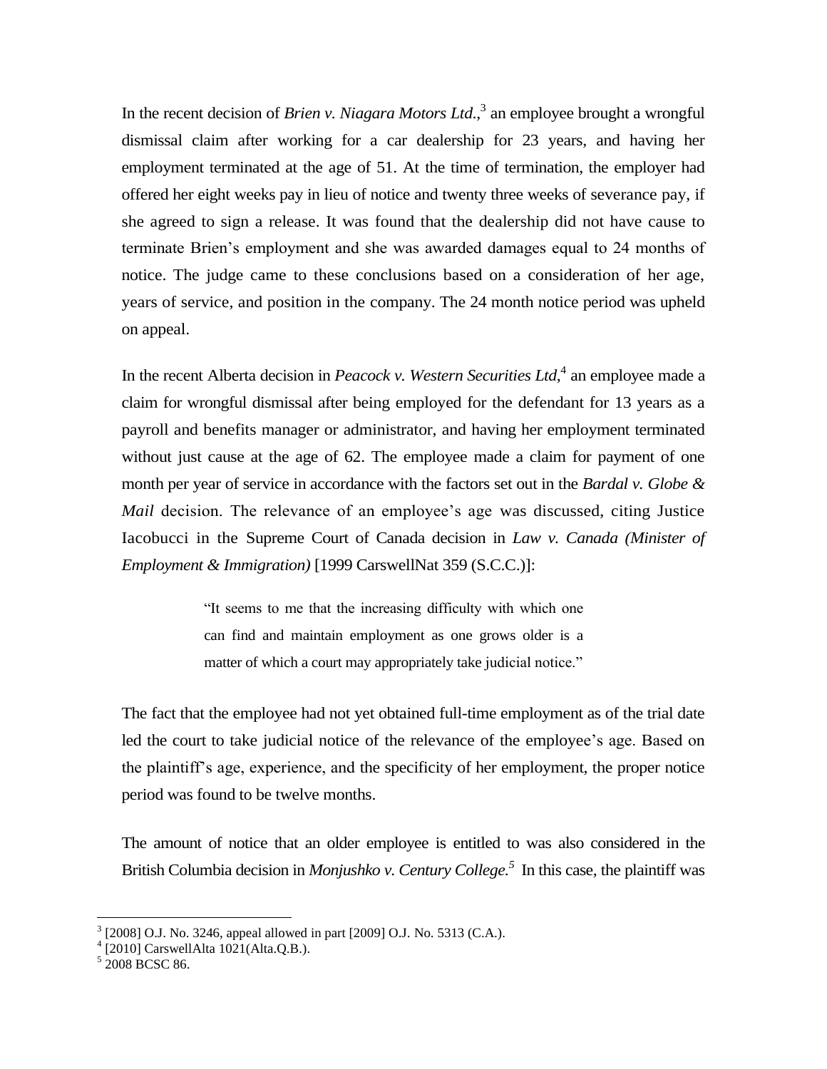In the recent decision of *Brien v. Niagara Motors Ltd.*,[3] an employee brought a wrongful dismissal claim after working for a car dealership for 23 years, and having her employment terminated at the age of 51. At the time of termination, the employer had offered her eight weeks pay in lieu of notice and twenty three weeks of severance pay, if she agreed to sign a release. It was found that the dealership did not have cause to terminate Brien's employment and she was awarded damages equal to 24 months of notice. The judge came to these conclusions based on a consideration of her age, years of service, and position in the company. The 24 month notice period was upheld on appeal.

In the recent Alberta decision in *Peacock v. Western Securities Ltd*,[4] an employee made a claim for wrongful dismissal after being employed for the defendant for 13 years as a payroll and benefits manager or administrator, and having her employment terminated without just cause at the age of 62. The employee made a claim for payment of one month per year of service in accordance with the factors set out in the *Bardal v. Globe & Mail* decision. The relevance of an employee's age was discussed, citing Justice Iacobucci in the Supreme Court of Canada decision in *Law v. Canada (Minister of Employment & Immigration)* [1999 CarswellNat 359 (S.C.C.)]:

> "It seems to me that the increasing difficulty with which one can find and maintain employment as one grows older is a matter of which a court may appropriately take judicial notice."

The fact that the employee had not yet obtained full-time employment as of the trial date led the court to take judicial notice of the relevance of the employee's age. Based on the plaintiff's age, experience, and the specificity of her employment, the proper notice period was found to be twelve months.

The amount of notice that an older employee is entitled to was also considered in the British Columbia decision in *Monjushko v. Century College.*[5] In this case, the plaintiff was

---

[3] [2008] O.J. No. 3246, appeal allowed in part [2009] O.J. No. 5313 (C.A.).

[4] [2010] CarswellAlta 1021(Alta.Q.B.).

[5] 2008 BCSC 86.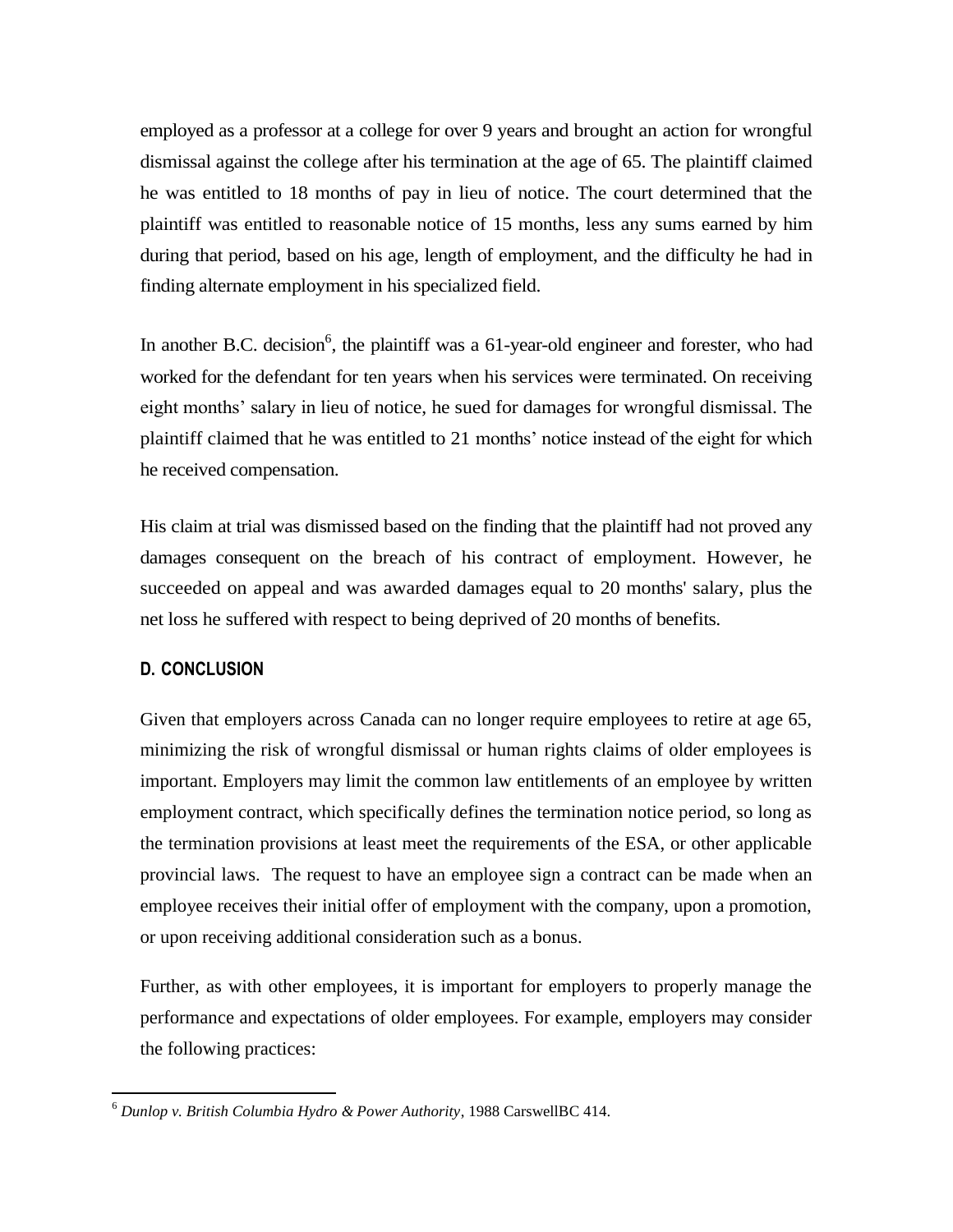employed as a professor at a college for over 9 years and brought an action for wrongful dismissal against the college after his termination at the age of 65. The plaintiff claimed he was entitled to 18 months of pay in lieu of notice. The court determined that the plaintiff was entitled to reasonable notice of 15 months, less any sums earned by him during that period, based on his age, length of employment, and the difficulty he had in finding alternate employment in his specialized field.

In another B.C. decision[6], the plaintiff was a 61-year-old engineer and forester, who had worked for the defendant for ten years when his services were terminated. On receiving eight months' salary in lieu of notice, he sued for damages for wrongful dismissal. The plaintiff claimed that he was entitled to 21 months' notice instead of the eight for which he received compensation.

His claim at trial was dismissed based on the finding that the plaintiff had not proved any damages consequent on the breach of his contract of employment. However, he succeeded on appeal and was awarded damages equal to 20 months' salary, plus the net loss he suffered with respect to being deprived of 20 months of benefits.

### D. CONCLUSION

Given that employers across Canada can no longer require employees to retire at age 65, minimizing the risk of wrongful dismissal or human rights claims of older employees is important. Employers may limit the common law entitlements of an employee by written employment contract, which specifically defines the termination notice period, so long as the termination provisions at least meet the requirements of the ESA, or other applicable provincial laws. The request to have an employee sign a contract can be made when an employee receives their initial offer of employment with the company, upon a promotion, or upon receiving additional consideration such as a bonus.

Further, as with other employees, it is important for employers to properly manage the performance and expectations of older employees. For example, employers may consider the following practices:

---

[6] *Dunlop v. British Columbia Hydro & Power Authority*, 1988 CarswellBC 414.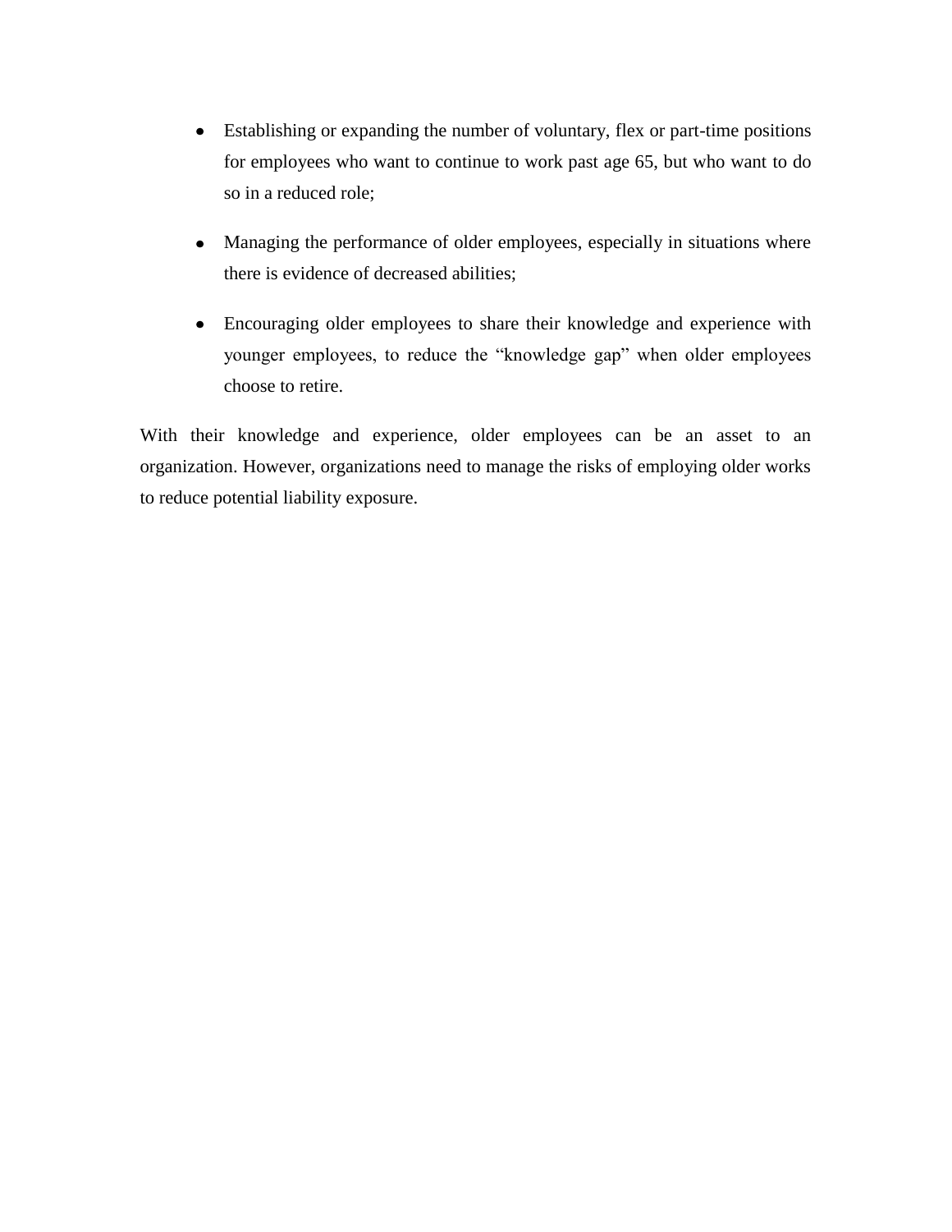- Establishing or expanding the number of voluntary, flex or part-time positions for employees who want to continue to work past age 65, but who want to do so in a reduced role;

- Managing the performance of older employees, especially in situations where there is evidence of decreased abilities;

- Encouraging older employees to share their knowledge and experience with younger employees, to reduce the "knowledge gap" when older employees choose to retire.

With their knowledge and experience, older employees can be an asset to an organization. However, organizations need to manage the risks of employing older works to reduce potential liability exposure.